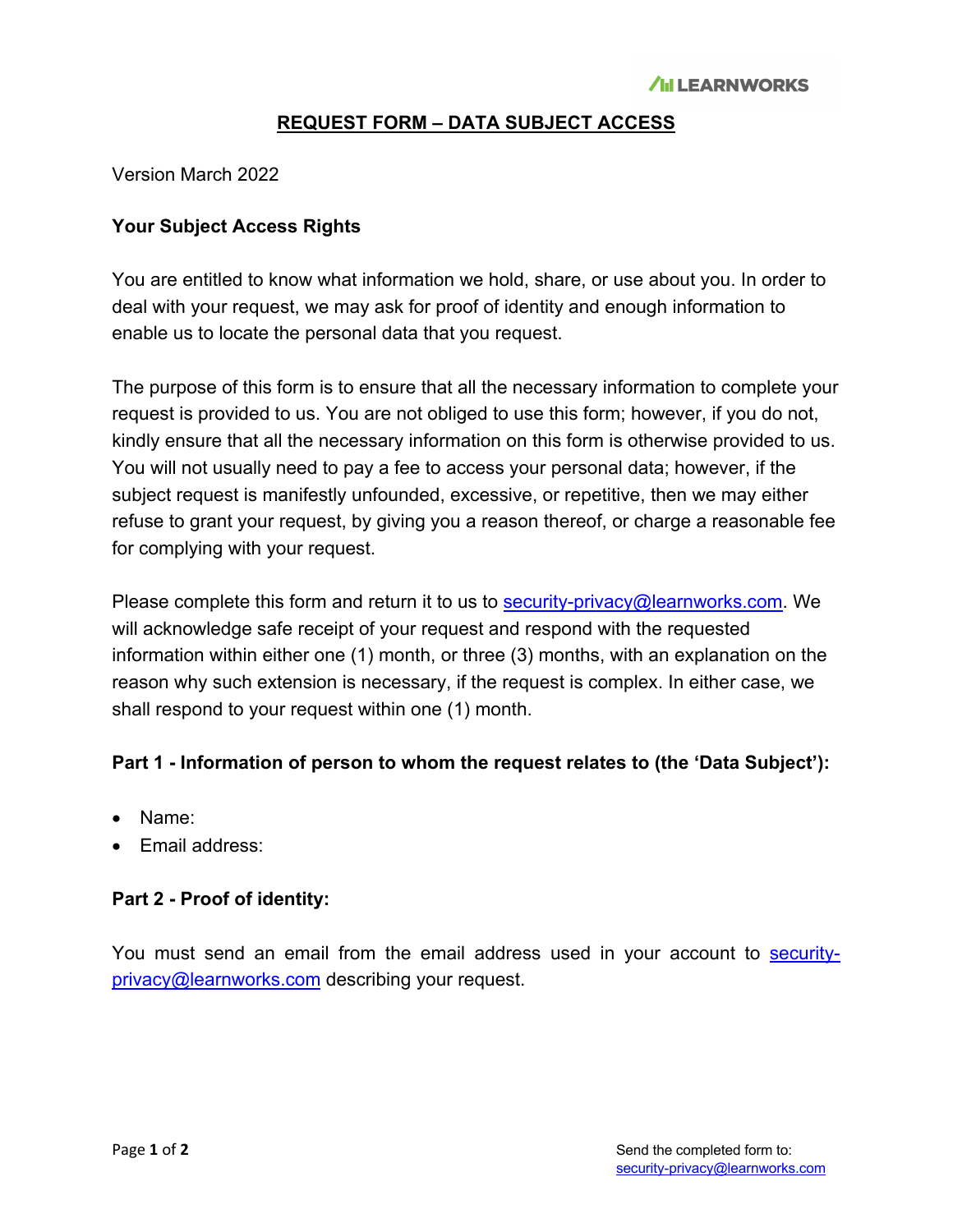# REQUEST FORM – DATA SUBJECT ACCESS

Version March 2022

**Your Subject Access Rights**

You are entitled to know what information we hold, share, or use about you. In order to deal with your request, we may ask for proof of identity and enough information to enable us to locate the personal data that you request.

The purpose of this form is to ensure that all the necessary information to complete your request is provided to us. You are not obliged to use this form; however, if you do not, kindly ensure that all the necessary information on this form is otherwise provided to us. You will not usually need to pay a fee to access your personal data; however, if the subject request is manifestly unfounded, excessive, or repetitive, then we may either refuse to grant your request, by giving you a reason thereof, or charge a reasonable fee for complying with your request.

Please complete this form and return it to us to security-privacy@learnworks.com. We will acknowledge safe receipt of your request and respond with the requested information within either one (1) month, or three (3) months, with an explanation on the reason why such extension is necessary, if the request is complex. In either case, we shall respond to your request within one (1) month.

**Part 1 - Information of person to whom the request relates to (the 'Data Subject'):**

- Name:
- Email address:

**Part 2 - Proof of identity:**

You must send an email from the email address used in your account to security-privacy@learnworks.com describing your request.

Send the completed form to: security-privacy@learnworks.com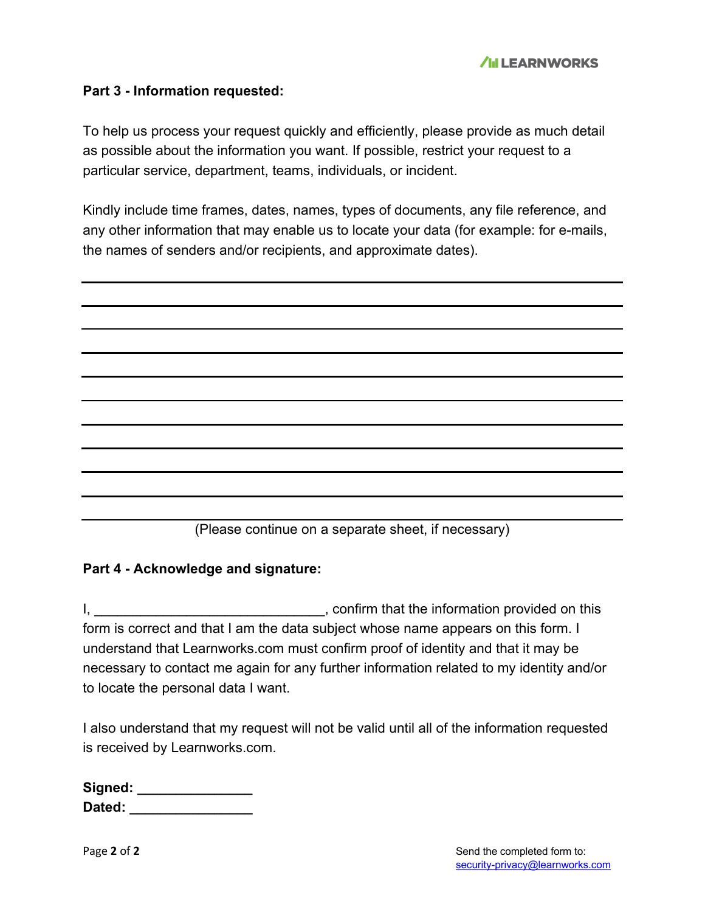**Part 3 - Information requested:**

To help us process your request quickly and efficiently, please provide as much detail as possible about the information you want. If possible, restrict your request to a particular service, department, teams, individuals, or incident.

Kindly include time frames, dates, names, types of documents, any file reference, and any other information that may enable us to locate your data (for example: for e-mails, the names of senders and/or recipients, and approximate dates).

______________________________________________________________________

______________________________________________________________________

______________________________________________________________________

______________________________________________________________________

______________________________________________________________________

______________________________________________________________________

______________________________________________________________________

______________________________________________________________________

______________________________________________________________________

______________________________________________________________________

(Please continue on a separate sheet, if necessary)

**Part 4 - Acknowledge and signature:**

I, ______________________________, confirm that the information provided on this form is correct and that I am the data subject whose name appears on this form. I understand that Learnworks.com must confirm proof of identity and that it may be necessary to contact me again for any further information related to my identity and/or to locate the personal data I want.

I also understand that my request will not be valid until all of the information requested is received by Learnworks.com.

**Signed: _______________**
**Dated: ________________**

Send the completed form to:
security-privacy@learnworks.com